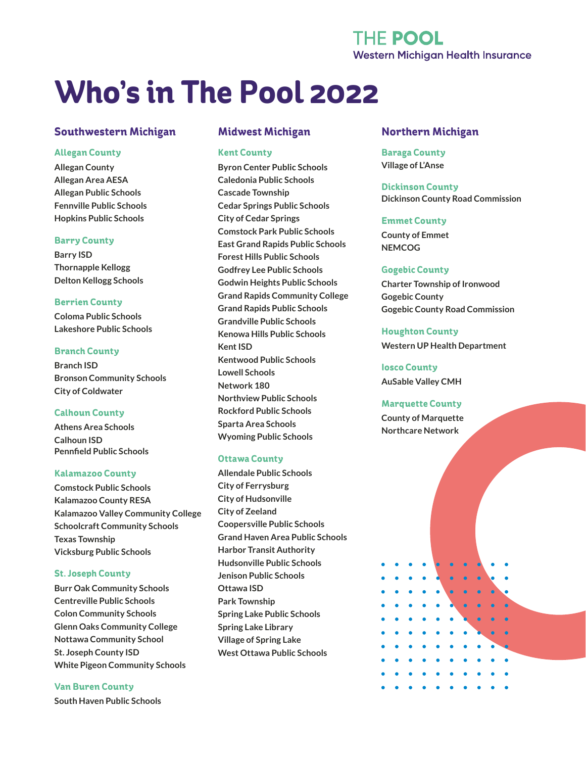THE POOL
Western Michigan Health Insurance

# Who's in The Pool 2022

## Southwestern Michigan

### Allegan County

Allegan County
Allegan Area AESA
Allegan Public Schools
Fennville Public Schools
Hopkins Public Schools

### Barry County

Barry ISD
Thornapple Kellogg
Delton Kellogg Schools

### Berrien County

Coloma Public Schools
Lakeshore Public Schools

### Branch County

Branch ISD
Bronson Community Schools
City of Coldwater

### Calhoun County

Athens Area Schools
Calhoun ISD
Pennfield Public Schools

### Kalamazoo County

Comstock Public Schools
Kalamazoo County RESA
Kalamazoo Valley Community College
Schoolcraft Community Schools
Texas Township
Vicksburg Public Schools

### St. Joseph County

Burr Oak Community Schools
Centreville Public Schools
Colon Community Schools
Glenn Oaks Community College
Nottawa Community School
St. Joseph County ISD
White Pigeon Community Schools

### Van Buren County

South Haven Public Schools

## Midwest Michigan

### Kent County

Byron Center Public Schools
Caledonia Public Schools
Cascade Township
Cedar Springs Public Schools
City of Cedar Springs
Comstock Park Public Schools
East Grand Rapids Public Schools
Forest Hills Public Schools
Godfrey Lee Public Schools
Godwin Heights Public Schools
Grand Rapids Community College
Grand Rapids Public Schools
Grandville Public Schools
Kenowa Hills Public Schools
Kent ISD
Kentwood Public Schools
Lowell Schools
Network 180
Northview Public Schools
Rockford Public Schools
Sparta Area Schools
Wyoming Public Schools

### Ottawa County

Allendale Public Schools
City of Ferrysburg
City of Hudsonville
City of Zeeland
Coopersville Public Schools
Grand Haven Area Public Schools
Harbor Transit Authority
Hudsonville Public Schools
Jenison Public Schools
Ottawa ISD
Park Township
Spring Lake Public Schools
Spring Lake Library
Village of Spring Lake
West Ottawa Public Schools

## Northern Michigan

### Baraga County

Village of L'Anse

### Dickinson County

Dickinson County Road Commission

### Emmet County

County of Emmet
NEMCOG

### Gogebic County

Charter Township of Ironwood
Gogebic County
Gogebic County Road Commission

### Houghton County

Western UP Health Department

### Iosco County

AuSable Valley CMH

### Marquette County

County of Marquette
Northcare Network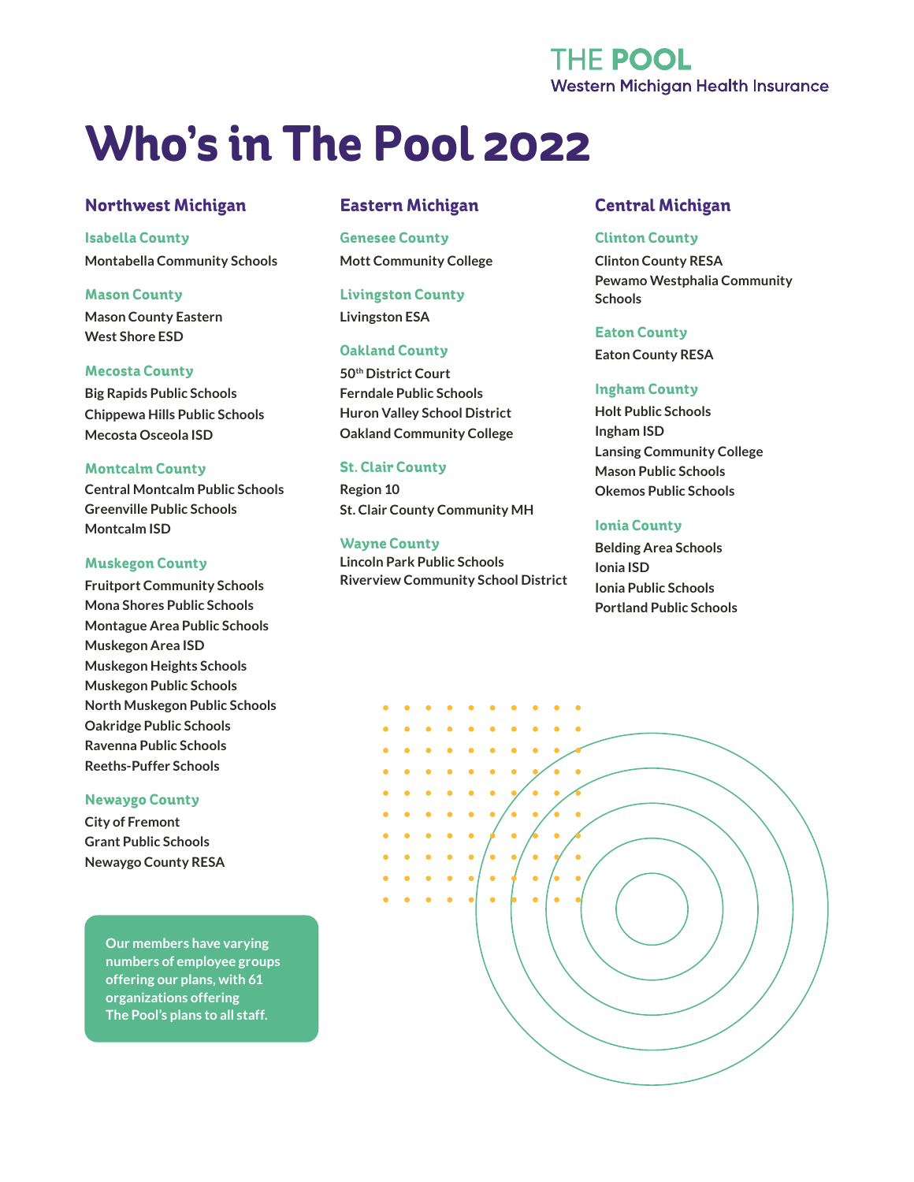THE POOL
Western Michigan Health Insurance

# Who's in The Pool 2022

## Northwest Michigan

### Isabella County
Montabella Community Schools

### Mason County
Mason County Eastern
West Shore ESD

### Mecosta County
Big Rapids Public Schools
Chippewa Hills Public Schools
Mecosta Osceola ISD

### Montcalm County
Central Montcalm Public Schools
Greenville Public Schools
Montcalm ISD

### Muskegon County
Fruitport Community Schools
Mona Shores Public Schools
Montague Area Public Schools
Muskegon Area ISD
Muskegon Heights Schools
Muskegon Public Schools
North Muskegon Public Schools
Oakridge Public Schools
Ravenna Public Schools
Reeths-Puffer Schools

### Newaygo County
City of Fremont
Grant Public Schools
Newaygo County RESA

## Eastern Michigan

### Genesee County
Mott Community College

### Livingston County
Livingston ESA

### Oakland County
50th District Court
Ferndale Public Schools
Huron Valley School District
Oakland Community College

### St. Clair County
Region 10
St. Clair County Community MH

### Wayne County
Lincoln Park Public Schools
Riverview Community School District

## Central Michigan

### Clinton County
Clinton County RESA
Pewamo Westphalia Community Schools

### Eaton County
Eaton County RESA

### Ingham County
Holt Public Schools
Ingham ISD
Lansing Community College
Mason Public Schools
Okemos Public Schools

### Ionia County
Belding Area Schools
Ionia ISD
Ionia Public Schools
Portland Public Schools

Our members have varying numbers of employee groups offering our plans, with 61 organizations offering The Pool's plans to all staff.